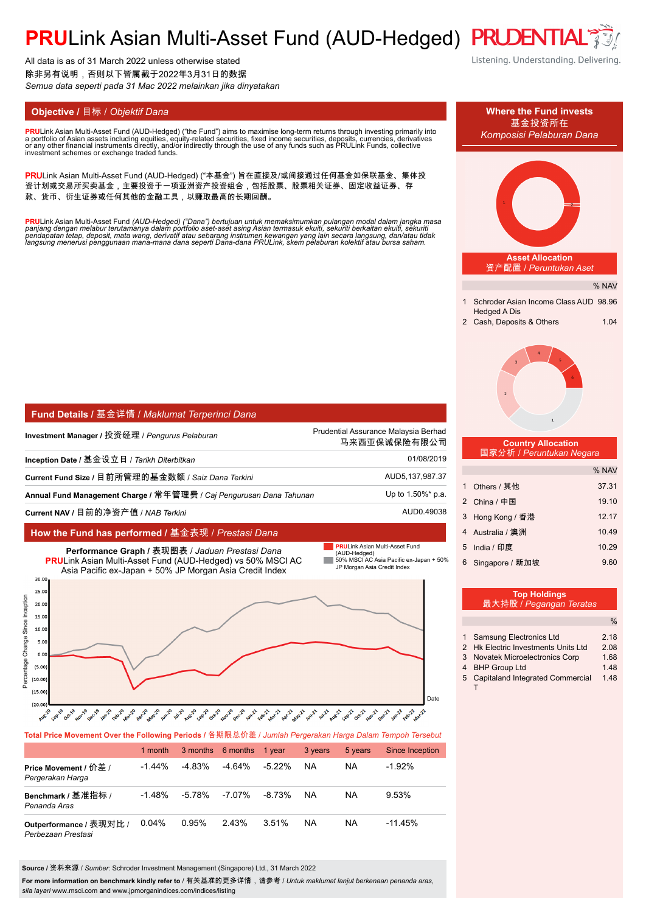# PRULink Asian Multi-Asset Fund (AUD-Hedged)

All data is as of 31 March 2022 unless otherwise stated
除非另有说明，否则以下皆属截于2022年3月31日的数据
*Semua data seperti pada 31 Mac 2022 melainkan jika dinyatakan*

## Objective / 目标 / *Objektif Dana*

**PRU**Link Asian Multi-Asset Fund (AUD-Hedged) ("the Fund") aims to maximise long-term returns through investing primarily into a portfolio of Asian assets including equities, equity-related securities, fixed income securities, deposits, currencies, derivatives or any other financial instruments directly, and/or indirectly through the use of any funds such as PRULink Funds, collective investment schemes or exchange traded funds.

**PRU**Link Asian Multi-Asset Fund (AUD-Hedged) ("本基金") 旨在直接及/或间接通过任何基金如保联基金、集体投资计划或交易所买卖基金，主要投资于一项亚洲资产投资组合，包括股票、股票相关证券、固定收益证券、存款、货币、衍生证券或任何其他的金融工具，以赚取最高的长期回酬。

*PRULink Asian Multi-Asset Fund (AUD-Hedged) ("Dana") bertujuan untuk memaksimumkan pulangan modal dalam jangka masa panjang dengan melabur terutamanya dalam portfolio aset-aset asing Asian termasuk ekuiti, sekuriti berkaitan ekuiti, sekuriti pendapatan tetap, deposit, mata wang, derivatif atau sebarang instrumen kewangan yang lain secara langsung, dan/atau tidak langsung menerusi penggunaan mana-mana dana seperti Dana-dana PRULink, skem pelaburan kolektif atau bursa saham.*

## Fund Details / 基金详情 / *Maklumat Terperinci Dana*

| | |
|---|---|
| **Investment Manager / 投资经理 /** *Pengurus Pelaburan* | Prudential Assurance Malaysia Berhad 马来西亚保诚保险有限公司 |
| **Inception Date / 基金设立日 /** *Tarikh Diterbitkan* | 01/08/2019 |
| **Current Fund Size / 目前所管理的基金数额 /** *Saiz Dana Terkini* | AUD5,137,987.37 |
| **Annual Fund Management Charge / 常年管理费 /** *Caj Pengurusan Dana Tahunan* | Up to 1.50%* p.a. |
| **Current NAV / 目前的净资产值 /** *NAB Terkini* | AUD0.49038 |

## How the Fund has performed / 基金表现 / *Prestasi Dana*

**Performance Graph / 表现图表 /** *Jaduan Prestasi Dana*
**PRU**Link Asian Multi-Asset Fund (AUD-Hedged) vs 50% MSCI AC Asia Pacific ex-Japan + 50% JP Morgan Asia Credit Index

Legend: PRULink Asian Multi-Asset Fund (AUD-Hedged); 50% MSCI AC Asia Pacific ex-Japan + 50% JP Morgan Asia Credit Index

**Total Price Movement Over the Following Periods / 各期限总价差 /** *Jumlah Pergerakan Harga Dalam Tempoh Tersebut*

| | 1 month | 3 months | 6 months | 1 year | 3 years | 5 years | Since Inception |
|---|---|---|---|---|---|---|---|
| **Price Movement / 价差 /** *Pergerakan Harga* | -1.44% | -4.83% | -4.64% | -5.22% | NA | NA | -1.92% |
| **Benchmark / 基准指标 /** *Penanda Aras* | -1.48% | -5.78% | -7.07% | -8.73% | NA | NA | 9.53% |
| **Outperformance / 表现对比 /** *Perbezaan Prestasi* | 0.04% | 0.95% | 2.43% | 3.51% | NA | NA | -11.45% |

**Source / 资料来源 /** *Sumber*: Schroder Investment Management (Singapore) Ltd., 31 March 2022

**For more information on benchmark kindly refer to / 有关基准的更多详情，请参考 /** *Untuk maklumat lanjut berkenaan penanda aras, sila layari* www.msci.com and www.jpmorganindices.com/indices/listing

## Where the Fund invests / 基金投资所在 / *Komposisi Pelaburan Dana*

**Asset Allocation / 资产配置 /** *Peruntukan Aset*

| | | % NAV |
|---|---|---|
| 1 | Schroder Asian Income Class AUD Hedged A Dis | 98.96 |
| 2 | Cash, Deposits & Others | 1.04 |

**Country Allocation / 国家分析 /** *Peruntukan Negara*

| | | % NAV |
|---|---|---|
| 1 | Others / 其他 | 37.31 |
| 2 | China / 中国 | 19.10 |
| 3 | Hong Kong / 香港 | 12.17 |
| 4 | Australia / 澳洲 | 10.49 |
| 5 | India / 印度 | 10.29 |
| 6 | Singapore / 新加坡 | 9.60 |

**Top Holdings / 最大持股 /** *Pegangan Teratas*

| | | % |
|---|---|---|
| 1 | Samsung Electronics Ltd | 2.18 |
| 2 | Hk Electric Investments Units Ltd | 2.08 |
| 3 | Novatek Microelectronics Corp | 1.68 |
| 4 | BHP Group Ltd | 1.48 |
| 5 | Capitaland Integrated Commercial T | 1.48 |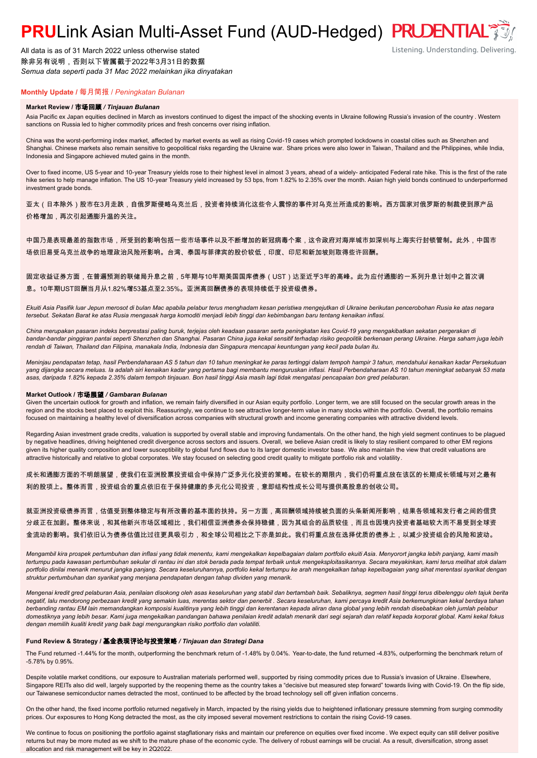# **PRU**Link Asian Multi-Asset Fund (AUD-Hedged)

All data is as of 31 March 2022 unless otherwise stated
除非另有说明，否则以下皆属截于2022年3月31日的数据
*Semua data seperti pada 31 Mac 2022 melainkan jika dinyatakan*

## Monthly Update / 每月简报 / *Peningkatan Bulanan*

### Market Review / 市场回顾 / *Tinjauan Bulanan*

Asia Pacific ex Japan equities declined in March as investors continued to digest the impact of the shocking events in Ukraine following Russia's invasion of the country . Western sanctions on Russia led to higher commodity prices and fresh concerns over rising inflation.

China was the worst-performing index market, affected by market events as well as rising Covid-19 cases which prompted lockdowns in coastal cities such as Shenzhen and Shanghai. Chinese markets also remain sensitive to geopolitical risks regarding the Ukraine war. Share prices were also lower in Taiwan, Thailand and the Philippines, while India, Indonesia and Singapore achieved muted gains in the month.

Over to fixed income, US 5-year and 10-year Treasury yields rose to their highest level in almost 3 years, ahead of a widely- anticipated Federal rate hike. This is the first of the rate hike series to help manage inflation. The US 10-year Treasury yield increased by 53 bps, from 1.82% to 2.35% over the month. Asian high yield bonds continued to underperformed investment grade bonds.

亚太（日本除外）股市在3月走跌，自俄罗斯侵略乌克兰后，投资者持续消化这些令人震惊的事件对乌克兰所造成的影响。西方国家对俄罗斯的制裁使到原产品价格增加，再次引起通膨升温的关注。

中国乃是表现最差的指数市场，所受到的影响包括一些市场事件以及不断增加的新冠病毒个案，这令政府对海岸城市如深圳与上海实行封锁管制。此外，中国市场依旧易受乌克兰战争的地理政治风险所影响。台湾、泰国与菲律宾的股价较低，印度、印尼和新加坡则取得些许回酬。

固定收益证券方面，在普遍预测的联储局升息之前，5年期与10年期美国国库债券（UST）达至近乎3年的高峰。此为应付通膨的一系列升息计划中之首次调息。10年期UST回酬当月从1.82%增53基点至2.35%。亚洲高回酬债券的表现持续低于投资级债券。

*Ekuiti Asia Pasifik luar Jepun merosot di bulan Mac apabila pelabur terus menghadam kesan peristiwa mengejutkan di Ukraine berikutan pencerobohan Rusia ke atas negara tersebut. Sekatan Barat ke atas Rusia mengasak harga komoditi menjadi lebih tinggi dan kebimbangan baru tentang kenaikan inflasi.*

*China merupakan pasaran indeks berprestasi paling buruk, terjejas oleh keadaan pasaran serta peningkatan kes Covid-19 yang mengakibatkan sekatan pergerakan di bandar-bandar pinggiran pantai seperti Shenzhen dan Shanghai. Pasaran China juga kekal sensitif terhadap risiko geopolitik berkenaan perang Ukraine. Harga saham juga lebih rendah di Taiwan, Thailand dan Filipina, manakala India, Indonesia dan Singapura mencapai keuntungan yang kecil pada bulan itu.*

*Meninjau pendapatan tetap, hasil Perbendaharaan AS 5 tahun dan 10 tahun meningkat ke paras tertinggi dalam tempoh hampir 3 tahun, mendahului kenaikan kadar Persekutuan yang dijangka secara meluas. Ia adalah siri kenaikan kadar yang pertama bagi membantu menguruskan inflasi. Hasil Perbendaharaan AS 10 tahun meningkat sebanyak 53 mata asas, daripada 1.82% kepada 2.35% dalam tempoh tinjauan. Bon hasil tinggi Asia masih lagi tidak mengatasi pencapaian bon gred pelaburan.*

### Market Outlook / 市场展望 / *Gambaran Bulanan*

Given the uncertain outlook for growth and inflation, we remain fairly diversified in our Asian equity portfolio. Longer term, we are still focused on the secular growth areas in the region and the stocks best placed to exploit this. Reassuringly, we continue to see attractive longer-term value in many stocks within the portfolio. Overall, the portfolio remains focused on maintaining a healthy level of diversification across companies with structural growth and income generating companies with attractive dividend levels.

Regarding Asian investment grade credits, valuation is supported by overall stable and improving fundamentals. On the other hand, the high yield segment continues to be plagued by negative headlines, driving heightened credit divergence across sectors and issuers. Overall, we believe Asian credit is likely to stay resilient compared to other EM regions given its higher quality composition and lower susceptibility to global fund flows due to its larger domestic investor base. We also maintain the view that credit valuations are attractive historically and relative to global corporates. We stay focused on selecting good credit quality to mitigate portfolio risk and volatility.

成长和通膨方面的不明朗展望，使我们在亚洲股票投资组合中保持广泛多元化投资的策略。在较长的期限内，我们仍将重点放在该区的长期成长领域与对之最有利的股项上。整体而言，投资组合的重点依旧在于保持健康的多元化公司投资，意即结构性成长公司与提供高股息的创收公司。

就亚洲投资级债券而言，估值受到整体稳定与有所改善的基本面的扶持。另一方面，高回酬领域持续被负面的头条新闻所影响，结果各领域和发行者之间的信贷分歧正在加剧。整体来说，和其他新兴市场区域相比，我们相信亚洲债券会保持稳健，因为其组合的品质较佳，而且也因境内投资者基础较大而不易受到全球资金流动的影响。我们依旧认为债券估值比过往更具吸引力，和全球公司相比之下亦是如此。我们将重点放在选择优质的债券上，以减少投资组合的风险和波动。

*Mengambil kira prospek pertumbuhan dan inflasi yang tidak menentu, kami mengekalkan kepelbagaian dalam portfolio ekuiti Asia. Menyorot jangka lebih panjang, kami masih tertumpu pada kawasan pertumbuhan sekular di rantau ini dan stok berada pada tempat terbaik untuk mengeksploitasikannya. Secara meyakinkan, kami terus melihat stok dalam portfolio dinilai menarik menurut jangka panjang. Secara keseluruhannya, portfolio kekal tertumpu ke arah mengekalkan tahap kepelbagaian yang sihat merentasi syarikat dengan struktur pertumbuhan dan syarikat yang menjana pendapatan dengan tahap dividen yang menarik.*

*Mengenai kredit gred pelaburan Asia, penilaian disokong oleh asas keseluruhan yang stabil dan bertambah baik. Sebaliknya, segmen hasil tinggi terus dibelenggu oleh tajuk berita negatif, lalu mendorong perbezaan kredit yang semakin luas, merentas sektor dan penerbit . Secara keseluruhan, kami percaya kredit Asia berkemungkinan kekal berdaya tahan berbanding rantau EM lain memandangkan komposisi kualitinya yang lebih tinggi dan kerentanan kepada aliran dana global yang lebih rendah disebabkan oleh jumlah pelabur domestiknya yang lebih besar. Kami juga mengekalkan pandangan bahawa penilaian kredit adalah menarik dari segi sejarah dan relatif kepada korporat global. Kami kekal fokus dengan memilih kualiti kredit yang baik bagi mengurangkan risiko portfolio dan volatiliti.*

### Fund Review & Strategy / 基金表现评论与投资策略 / *Tinjauan dan Strategi Dana*

The Fund returned -1.44% for the month, outperforming the benchmark return of -1.48% by 0.04%. Year-to-date, the fund returned -4.83%, outperforming the benchmark return of -5.78% by 0.95%.

Despite volatile market conditions, our exposure to Australian materials performed well, supported by rising commodity prices due to Russia's invasion of Ukraine. Elsewhere, Singapore REITs also did well, largely supported by the reopening theme as the country takes a "decisive but measured step forward" towards living with Covid-19. On the flip side, our Taiwanese semiconductor names detracted the most, continued to be affected by the broad technology sell off given inflation concerns.

On the other hand, the fixed income portfolio returned negatively in March, impacted by the rising yields due to heightened inflationary pressure stemming from surging commodity prices. Our exposures to Hong Kong detracted the most, as the city imposed several movement restrictions to contain the rising Covid-19 cases.

We continue to focus on positioning the portfolio against stagflationary risks and maintain our preference on equities over fixed income. We expect equity can still deliver positive returns but may be more muted as we shift to the mature phase of the economic cycle. The delivery of robust earnings will be crucial. As a result, diversification, strong asset allocation and risk management will be key in 2Q2022.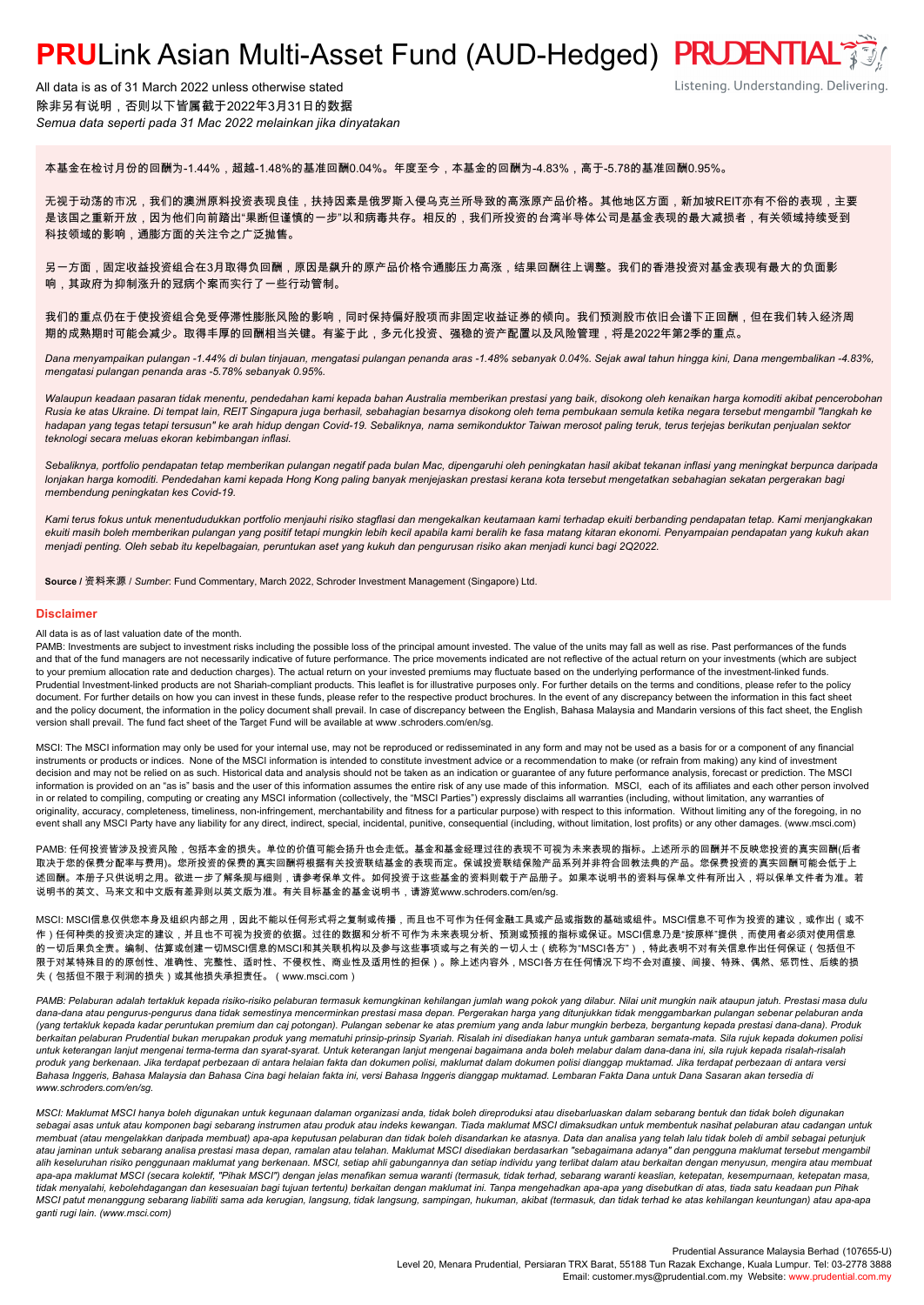# **PRU**Link Asian Multi-Asset Fund (AUD-Hedged)

Listening. Understanding. Delivering.

All data is as of 31 March 2022 unless otherwise stated
除非另有说明，否则以下皆属截于2022年3月31日的数据
*Semua data seperti pada 31 Mac 2022 melainkan jika dinyatakan*

本基金在检讨月份的回酬为-1.44%，超越-1.48%的基准回酬0.04%。年度至今，本基金的回酬为-4.83%，高于-5.78%的基准回酬0.95%。

无视于动荡的市况，我们的澳洲原料投资表现良佳，扶持因素是俄罗斯入侵乌克兰所导致的高涨原产品价格。其他地区方面，新加坡REIT亦有不俗的表现，主要是该国之重新开放，因为他们向前踏出"果断但谨慎的一步"以和病毒共存。相反的，我们所投资的台湾半导体公司是基金表现的最大减损者，有关领域持续受到科技领域的影响，通膨方面的关注令之广泛抛售。

另一方面，固定收益投资组合在3月取得负回酬，原因是飙升的原产品价格令通膨压力高涨，结果回酬往上调整。我们的香港投资对基金表现有最大的负面影响，其政府为抑制涨升的冠病个案而实行了一些行动管制。

我们的重点仍在于使投资组合免受停滞性膨胀风险的影响，同时保持偏好股项而非固定收益证券的倾向。我们预测股市依旧会谱下正回酬，但在我们转入经济周期的成熟期时可能会减少。取得丰厚的回酬相当关键。有鉴于此，多元化投资、强稳的资产配置以及风险管理，将是2022年第2季的重点。

*Dana menyampaikan pulangan -1.44% di bulan tinjauan, mengatasi pulangan penanda aras -1.48% sebanyak 0.04%. Sejak awal tahun hingga kini, Dana mengembalikan -4.83%, mengatasi pulangan penanda aras -5.78% sebanyak 0.95%.*

*Walaupun keadaan pasaran tidak menentu, pendedahan kami kepada bahan Australia memberikan prestasi yang baik, disokong oleh kenaikan harga komoditi akibat pencerobohan Rusia ke atas Ukraine. Di tempat lain, REIT Singapura juga berhasil, sebahagian besarnya disokong oleh tema pembukaan semula ketika negara tersebut mengambil "langkah ke hadapan yang tegas tetapi tersusun" ke arah hidup dengan Covid-19. Sebaliknya, nama semikonduktor Taiwan merosot paling teruk, terus terjejas berikutan penjualan sektor teknologi secara meluas ekoran kebimbangan inflasi.*

*Sebaliknya, portfolio pendapatan tetap memberikan pulangan negatif pada bulan Mac, dipengaruhi oleh peningkatan hasil akibat tekanan inflasi yang meningkat berpunca daripada lonjakan harga komoditi. Pendedahan kami kepada Hong Kong paling banyak menjejaskan prestasi kerana kota tersebut mengetatkan sebahagian sekatan pergerakan bagi membendung peningkatan kes Covid-19.*

*Kami terus fokus untuk menentududukkan portfolio menjauhi risiko stagflasi dan mengekalkan keutamaan kami terhadap ekuiti berbanding pendapatan tetap. Kami menjangkakan ekuiti masih boleh memberikan pulangan yang positif tetapi mungkin lebih kecil apabila kami beralih ke fasa matang kitaran ekonomi. Penyampaian pendapatan yang kukuh akan menjadi penting. Oleh sebab itu kepelbagaian, peruntukan aset yang kukuh dan pengurusan risiko akan menjadi kunci bagi 2Q2022.*

**Source** / 资料来源 / *Sumber*: Fund Commentary, March 2022, Schroder Investment Management (Singapore) Ltd.

## Disclaimer

All data is as of last valuation date of the month.

PAMB: Investments are subject to investment risks including the possible loss of the principal amount invested. The value of the units may fall as well as rise. Past performances of the funds and that of the fund managers are not necessarily indicative of future performance. The price movements indicated are not reflective of the actual return on your investments (which are subject to your premium allocation rate and deduction charges). The actual return on your invested premiums may fluctuate based on the underlying performance of the investment-linked funds. Prudential Investment-linked products are not Shariah-compliant products. This leaflet is for illustrative purposes only. For further details on the terms and conditions, please refer to the policy document. For further details on how you can invest in these funds, please refer to the respective product brochures. In the event of any discrepancy between the information in this fact sheet and the policy document, the information in the policy document shall prevail. In case of discrepancy between the English, Bahasa Malaysia and Mandarin versions of this fact sheet, the English version shall prevail. The fund fact sheet of the Target Fund will be available at www.schroders.com/en/sg.

MSCI: The MSCI information may only be used for your internal use, may not be reproduced or redisseminated in any form and may not be used as a basis for or a component of any financial instruments or products or indices. None of the MSCI information is intended to constitute investment advice or a recommendation to make (or refrain from making) any kind of investment decision and may not be relied on as such. Historical data and analysis should not be taken as an indication or guarantee of any future performance analysis, forecast or prediction. The MSCI information is provided on an "as is" basis and the user of this information assumes the entire risk of any use made of this information. MSCI, each of its affiliates and each other person involved in or related to compiling, computing or creating any MSCI information (collectively, the "MSCI Parties") expressly disclaims all warranties (including, without limitation, any warranties of originality, accuracy, completeness, timeliness, non-infringement, merchantability and fitness for a particular purpose) with respect to this information. Without limiting any of the foregoing, in no event shall any MSCI Party have any liability for any direct, indirect, special, incidental, punitive, consequential (including, without limitation, lost profits) or any other damages. (www.msci.com)

PAMB: 任何投资皆涉及投资风险，包括本金的损失。单位的价值可能会扬升也会走低。基金和基金经理过往的表现不可视为未来表现的指标。上述所示的回酬并不反映您投资的真实回酬(后者取决于您的保费分配率与费用)。您所投资的保费的真实回酬将根据有关投资联结基金的表现而定。保诚投资联结保险产品系列并非符合回教法典的产品。您保费投资的真实回酬可能会低于上述回酬。本册子只供说明之用。欲进一步了解条规与细则，请参考保单文件。如何投资于这些基金的资料则载于产品册子。如果本说明书的资料与保单文件有所出入，将以保单文件者为准。若说明书的英文、马来文和中文版有差异则以英文版为准。有关目标基金的基金说明书，请游览www.schroders.com/en/sg.

MSCI: MSCI信息仅供您本身及组织内部之用，因此不能以任何形式将之复制或传播，而且也不可作为任何金融工具或产品或指数的基础或组件。MSCI信息不可作为投资的建议，或作出（或不作）任何种类的投资决定的建议，并且也不可视为投资的依据。过往的数据和分析不可作为未来表现分析、预测或预报的指标或保证。MSCI信息乃是"按原样"提供，而使用者必须对使用信息的一切后果负全责。编制、估算或创建一切MSCI信息的MSCI和其关联机构以及参与这些事项或与之有关的一切人士（统称为"MSCI各方"），特此表明不对有关信息作出任何保证（包括但不限于对某特殊目的的原创性、准确性、完整性、适时性、不侵权性、商业性及适用性的担保）。除上述内容外，MSCI各方在任何情况下均不会对直接、间接、特殊、偶然、惩罚性、后续的损失（包括但不限于利润的损失）或其他损失承担责任。（www.msci.com）

*PAMB: Pelaburan adalah tertakluk kepada risiko-risiko pelaburan termasuk kemungkinan kehilangan jumlah wang pokok yang dilabur. Nilai unit mungkin naik ataupun jatuh. Prestasi masa dulu dana-dana atau pengurus-pengurus dana tidak semestinya mencerminkan prestasi masa depan. Pergerakan harga yang ditunjukkan tidak menggambarkan pulangan sebenar pelaburan anda (yang tertakluk kepada kadar peruntukan premium dan caj potongan). Pulangan sebenar ke atas premium yang anda labur mungkin berbeza, bergantung kepada prestasi dana-dana). Produk berkaitan pelaburan Prudential bukan merupakan produk yang mematuhi prinsip-prinsip Syariah. Risalah ini disediakan hanya untuk gambaran semata-mata. Sila rujuk kepada dokumen polisi untuk keterangan lanjut mengenai terma-terma dan syarat-syarat. Untuk keterangan lanjut mengenai bagaimana anda boleh melabur dalam dana-dana ini, sila rujuk kepada risalah-risalah produk yang berkenaan. Jika terdapat perbezaan di antara helaian fakta dan dokumen polisi, maklumat dalam dokumen polisi dianggap muktamad. Jika terdapat perbezaan di antara versi Bahasa Inggeris, Bahasa Malaysia dan Bahasa Cina bagi helaian fakta ini, versi Bahasa Inggeris dianggap muktamad. Lembaran Fakta Dana untuk Dana Sasaran akan tersedia di www.schroders.com/en/sg.*

*MSCI: Maklumat MSCI hanya boleh digunakan untuk kegunaan dalaman organizasi anda, tidak boleh direproduksi atau disebarluaskan dalam sebarang bentuk dan tidak boleh digunakan sebagai asas untuk atau komponen bagi sebarang instrumen atau produk atau indeks kewangan. Tiada maklumat MSCI dimaksudkan untuk membentuk nasihat pelaburan atau cadangan untuk membuat (atau mengelakkan daripada membuat) apa-apa keputusan pelaburan dan tidak boleh disandarkan ke atasnya. Data dan analisa yang telah lalu tidak boleh di ambil sebagai petunjuk atau jaminan untuk sebarang analisa prestasi masa depan, ramalan atau telahan. Maklumat MSCI disediakan berdasarkan "sebagaimana adanya" dan pengguna maklumat tersebut mengambil alih keseluruhan risiko penggunaan maklumat yang berkenaan. MSCI, setiap ahli gabungannya dan setiap individu yang terlibat dalam atau berkaitan dengan menyusun, mengira atau membuat apa-apa maklumat MSCI (secara kolektif, "Pihak MSCI") dengan jelas menafikan semua waranti (termasuk, tidak terhad, sebarang waranti keaslian, ketepatan, kesempurnaan, ketepatan masa, tidak menyalahi, kebolehdagangan dan kesesuaian bagi tujuan tertentu) berkaitan dengan maklumat ini. Tanpa mengehadkan apa-apa yang disebutkan di atas, tiada satu keadaan pun Pihak MSCI patut menanggung sebarang liabiliti sama ada kerugian, langsung, tidak langsung, sampingan, hukuman, akibat (termasuk, dan tidak terhad ke atas kehilangan keuntungan) atau apa-apa ganti rugi lain. (www.msci.com)*

Prudential Assurance Malaysia Berhad (107655-U)
Level 20, Menara Prudential, Persiaran TRX Barat, 55188 Tun Razak Exchange, Kuala Lumpur. Tel: 03-2778 3888
Email: customer.mys@prudential.com.my Website: www.prudential.com.my